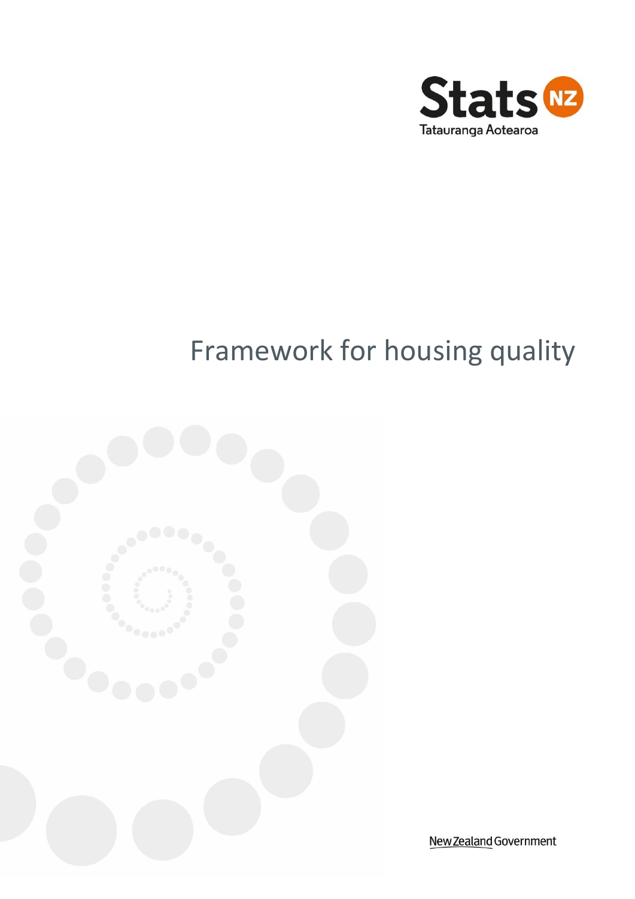Stats NZ

Tatauranga Aotearoa

# Framework for housing quality

New Zealand Government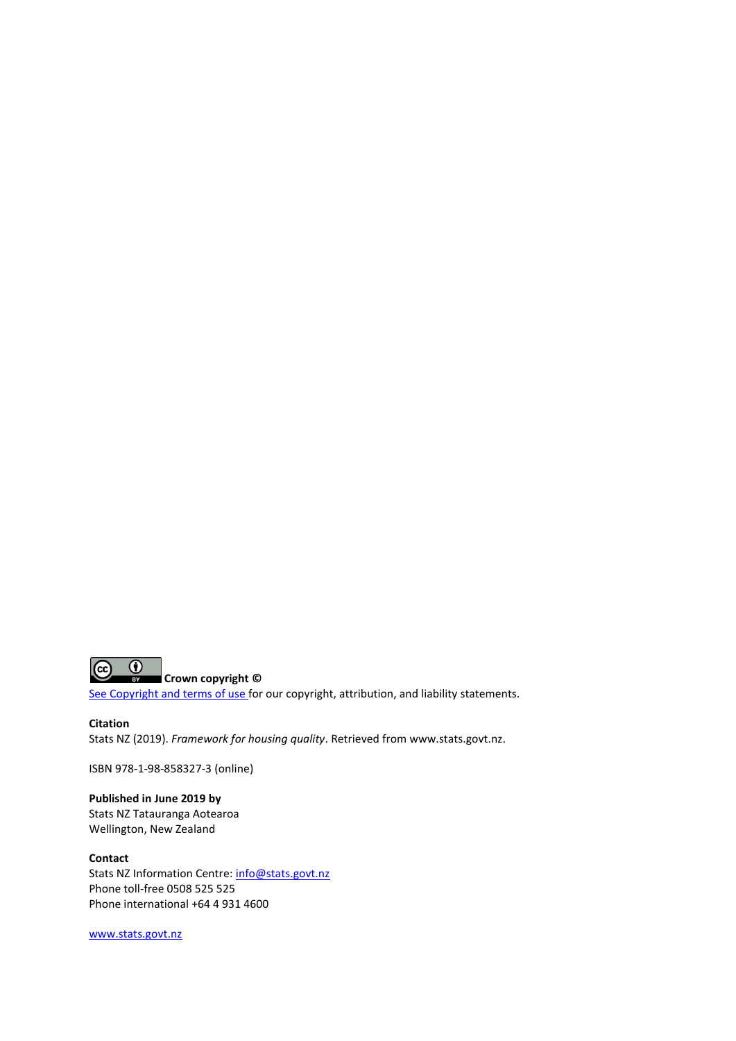**Crown copyright ©**

[See Copyright and terms of use](#) for our copyright, attribution, and liability statements.

**Citation**

Stats NZ (2019). *Framework for housing quality*. Retrieved from www.stats.govt.nz.

ISBN 978-1-98-858327-3 (online)

**Published in June 2019 by**

Stats NZ Tatauranga Aotearoa

Wellington, New Zealand

**Contact**

Stats NZ Information Centre: info@stats.govt.nz

Phone toll-free 0508 525 525

Phone international +64 4 931 4600

www.stats.govt.nz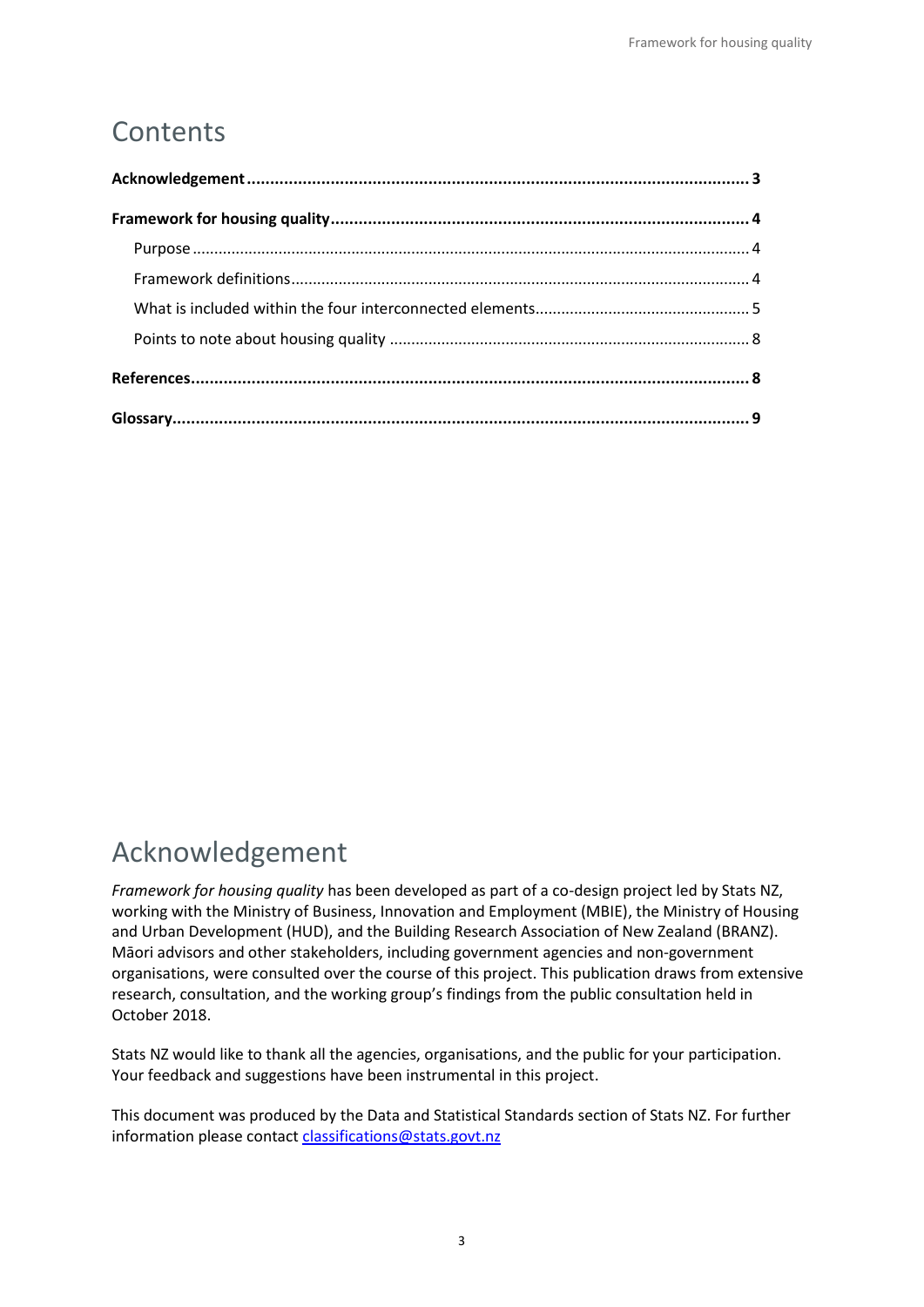# Contents

**Acknowledgement** ........ **3**

**Framework for housing quality** ........ **4**

- Purpose ........ 4
- Framework definitions ........ 4
- What is included within the four interconnected elements ........ 5
- Points to note about housing quality ........ 8

**References** ........ **8**

**Glossary** ........ **9**

# Acknowledgement

*Framework for housing quality* has been developed as part of a co-design project led by Stats NZ, working with the Ministry of Business, Innovation and Employment (MBIE), the Ministry of Housing and Urban Development (HUD), and the Building Research Association of New Zealand (BRANZ). Māori advisors and other stakeholders, including government agencies and non-government organisations, were consulted over the course of this project. This publication draws from extensive research, consultation, and the working group's findings from the public consultation held in October 2018.

Stats NZ would like to thank all the agencies, organisations, and the public for your participation. Your feedback and suggestions have been instrumental in this project.

This document was produced by the Data and Statistical Standards section of Stats NZ. For further information please contact classifications@stats.govt.nz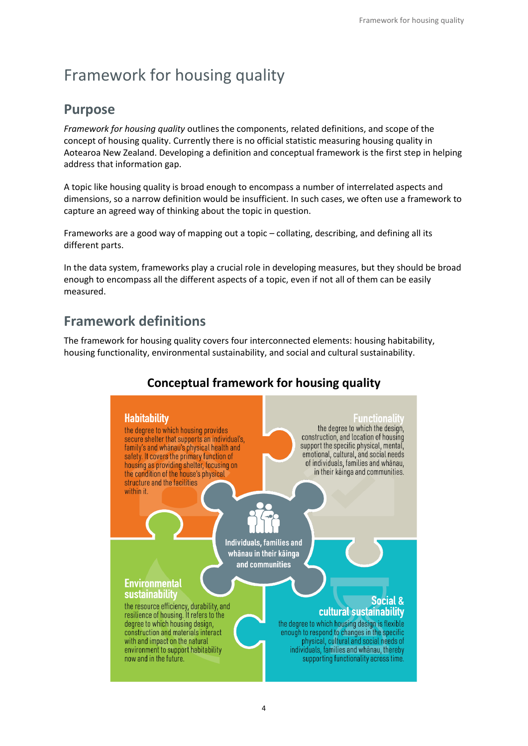# Framework for housing quality

## Purpose

*Framework for housing quality* outlines the components, related definitions, and scope of the concept of housing quality. Currently there is no official statistic measuring housing quality in Aotearoa New Zealand. Developing a definition and conceptual framework is the first step in helping address that information gap.

A topic like housing quality is broad enough to encompass a number of interrelated aspects and dimensions, so a narrow definition would be insufficient. In such cases, we often use a framework to capture an agreed way of thinking about the topic in question.

Frameworks are a good way of mapping out a topic – collating, describing, and defining all its different parts.

In the data system, frameworks play a crucial role in developing measures, but they should be broad enough to encompass all the different aspects of a topic, even if not all of them can be easily measured.

## Framework definitions

The framework for housing quality covers four interconnected elements: housing habitability, housing functionality, environmental sustainability, and social and cultural sustainability.

**Conceptual framework for housing quality**

**Habitability**
the degree to which housing provides secure shelter that supports an individual's, family's and whānau's physical health and safety. It covers the primary function of housing as providing shelter, focusing on the condition of the house's physical structure and the facilities within it.

**Functionality**
the degree to which the design, construction, and location of housing support the specific physical, mental, emotional, cultural, and social needs of individuals, families and whānau, in their kāinga and communities.

**Individuals, families and whānau in their kāinga and communities**

**Environmental sustainability**
the resource efficiency, durability, and resilience of housing. It refers to the degree to which housing design, construction and materials interact with and impact on the natural environment to support habitability now and in the future.

**Social & cultural sustainability**
the degree to which housing design is flexible enough to respond to changes in the specific physical, cultural and social needs of individuals, families and whānau, thereby supporting functionality across time.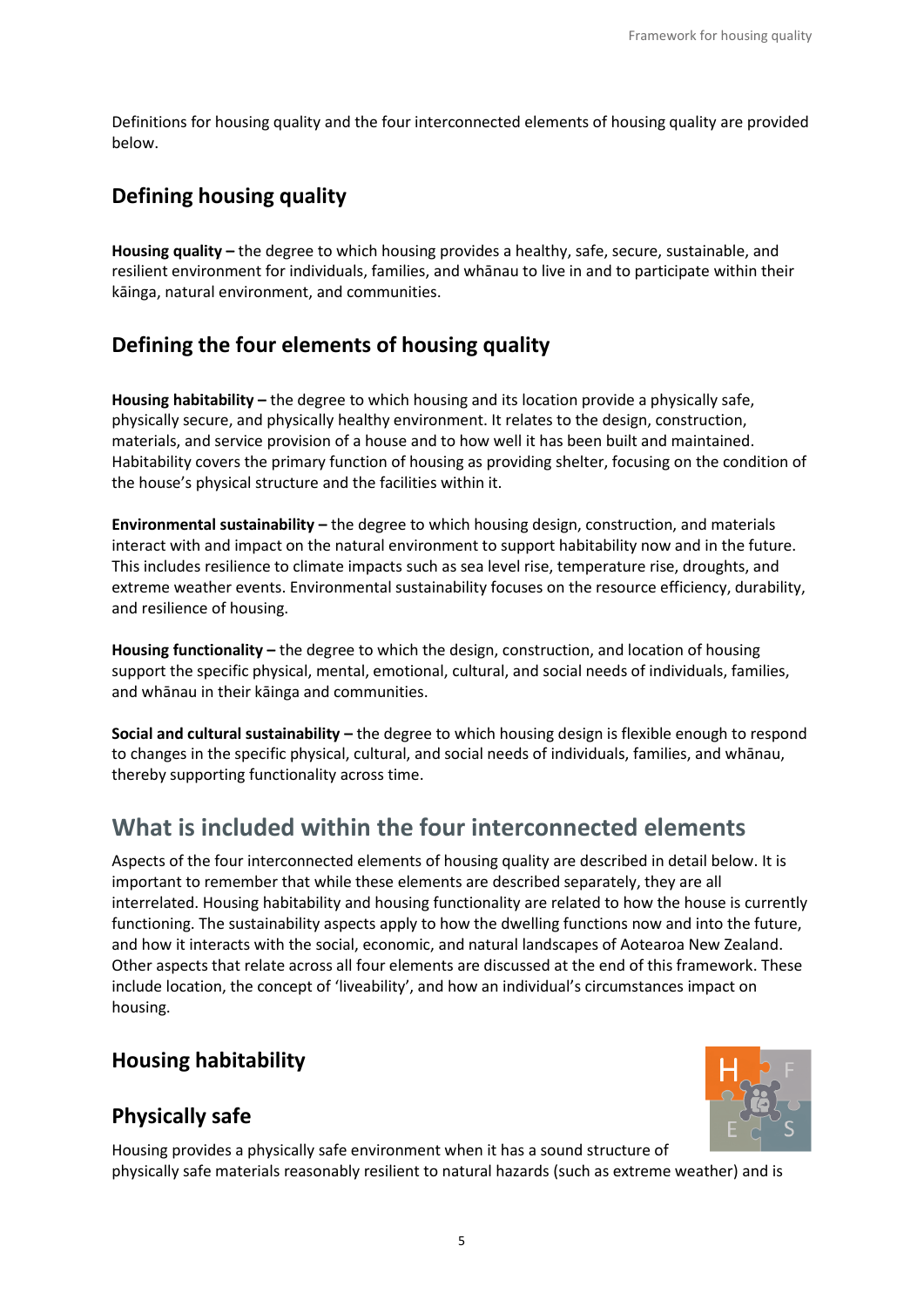Definitions for housing quality and the four interconnected elements of housing quality are provided below.

## Defining housing quality

**Housing quality –** the degree to which housing provides a healthy, safe, secure, sustainable, and resilient environment for individuals, families, and whānau to live in and to participate within their kāinga, natural environment, and communities.

## Defining the four elements of housing quality

**Housing habitability –** the degree to which housing and its location provide a physically safe, physically secure, and physically healthy environment. It relates to the design, construction, materials, and service provision of a house and to how well it has been built and maintained. Habitability covers the primary function of housing as providing shelter, focusing on the condition of the house's physical structure and the facilities within it.

**Environmental sustainability –** the degree to which housing design, construction, and materials interact with and impact on the natural environment to support habitability now and in the future. This includes resilience to climate impacts such as sea level rise, temperature rise, droughts, and extreme weather events. Environmental sustainability focuses on the resource efficiency, durability, and resilience of housing.

**Housing functionality –** the degree to which the design, construction, and location of housing support the specific physical, mental, emotional, cultural, and social needs of individuals, families, and whānau in their kāinga and communities.

**Social and cultural sustainability –** the degree to which housing design is flexible enough to respond to changes in the specific physical, cultural, and social needs of individuals, families, and whānau, thereby supporting functionality across time.

# What is included within the four interconnected elements

Aspects of the four interconnected elements of housing quality are described in detail below. It is important to remember that while these elements are described separately, they are all interrelated. Housing habitability and housing functionality are related to how the house is currently functioning. The sustainability aspects apply to how the dwelling functions now and into the future, and how it interacts with the social, economic, and natural landscapes of Aotearoa New Zealand. Other aspects that relate across all four elements are discussed at the end of this framework. These include location, the concept of 'liveability', and how an individual's circumstances impact on housing.

## Housing habitability

## Physically safe

Housing provides a physically safe environment when it has a sound structure of physically safe materials reasonably resilient to natural hazards (such as extreme weather) and is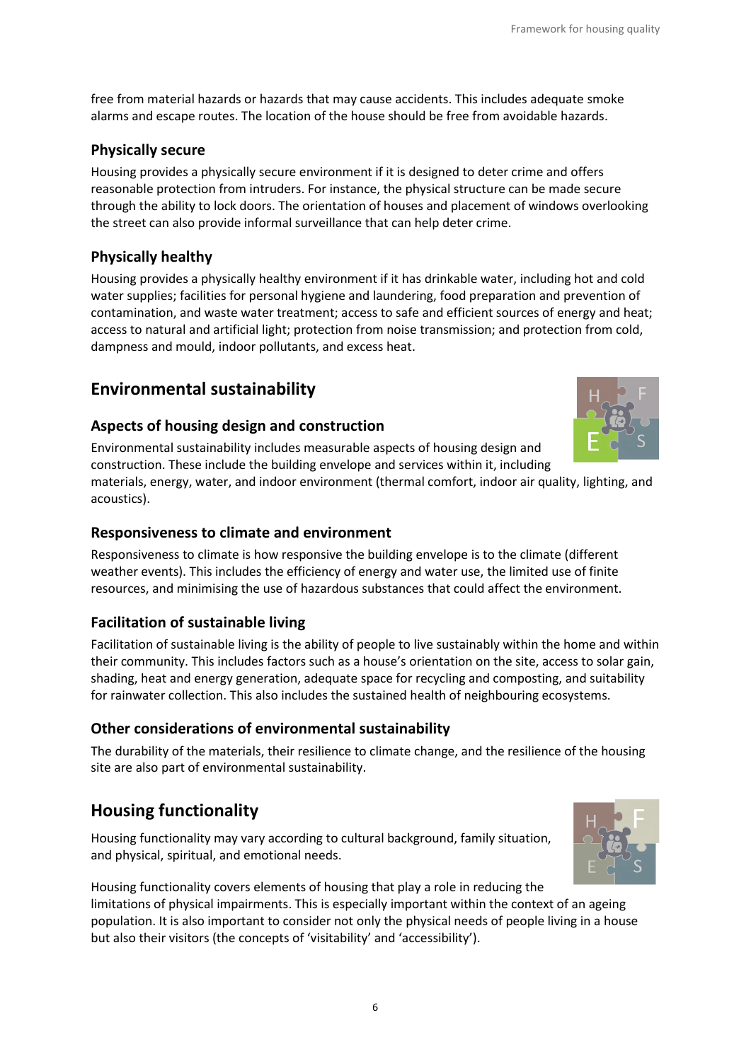free from material hazards or hazards that may cause accidents. This includes adequate smoke alarms and escape routes. The location of the house should be free from avoidable hazards.

### Physically secure

Housing provides a physically secure environment if it is designed to deter crime and offers reasonable protection from intruders. For instance, the physical structure can be made secure through the ability to lock doors. The orientation of houses and placement of windows overlooking the street can also provide informal surveillance that can help deter crime.

### Physically healthy

Housing provides a physically healthy environment if it has drinkable water, including hot and cold water supplies; facilities for personal hygiene and laundering, food preparation and prevention of contamination, and waste water treatment; access to safe and efficient sources of energy and heat; access to natural and artificial light; protection from noise transmission; and protection from cold, dampness and mould, indoor pollutants, and excess heat.

## Environmental sustainability

### Aspects of housing design and construction

Environmental sustainability includes measurable aspects of housing design and construction. These include the building envelope and services within it, including materials, energy, water, and indoor environment (thermal comfort, indoor air quality, lighting, and acoustics).

### Responsiveness to climate and environment

Responsiveness to climate is how responsive the building envelope is to the climate (different weather events). This includes the efficiency of energy and water use, the limited use of finite resources, and minimising the use of hazardous substances that could affect the environment.

### Facilitation of sustainable living

Facilitation of sustainable living is the ability of people to live sustainably within the home and within their community. This includes factors such as a house's orientation on the site, access to solar gain, shading, heat and energy generation, adequate space for recycling and composting, and suitability for rainwater collection. This also includes the sustained health of neighbouring ecosystems.

### Other considerations of environmental sustainability

The durability of the materials, their resilience to climate change, and the resilience of the housing site are also part of environmental sustainability.

## Housing functionality

Housing functionality may vary according to cultural background, family situation, and physical, spiritual, and emotional needs.

Housing functionality covers elements of housing that play a role in reducing the limitations of physical impairments. This is especially important within the context of an ageing population. It is also important to consider not only the physical needs of people living in a house but also their visitors (the concepts of 'visitability' and 'accessibility').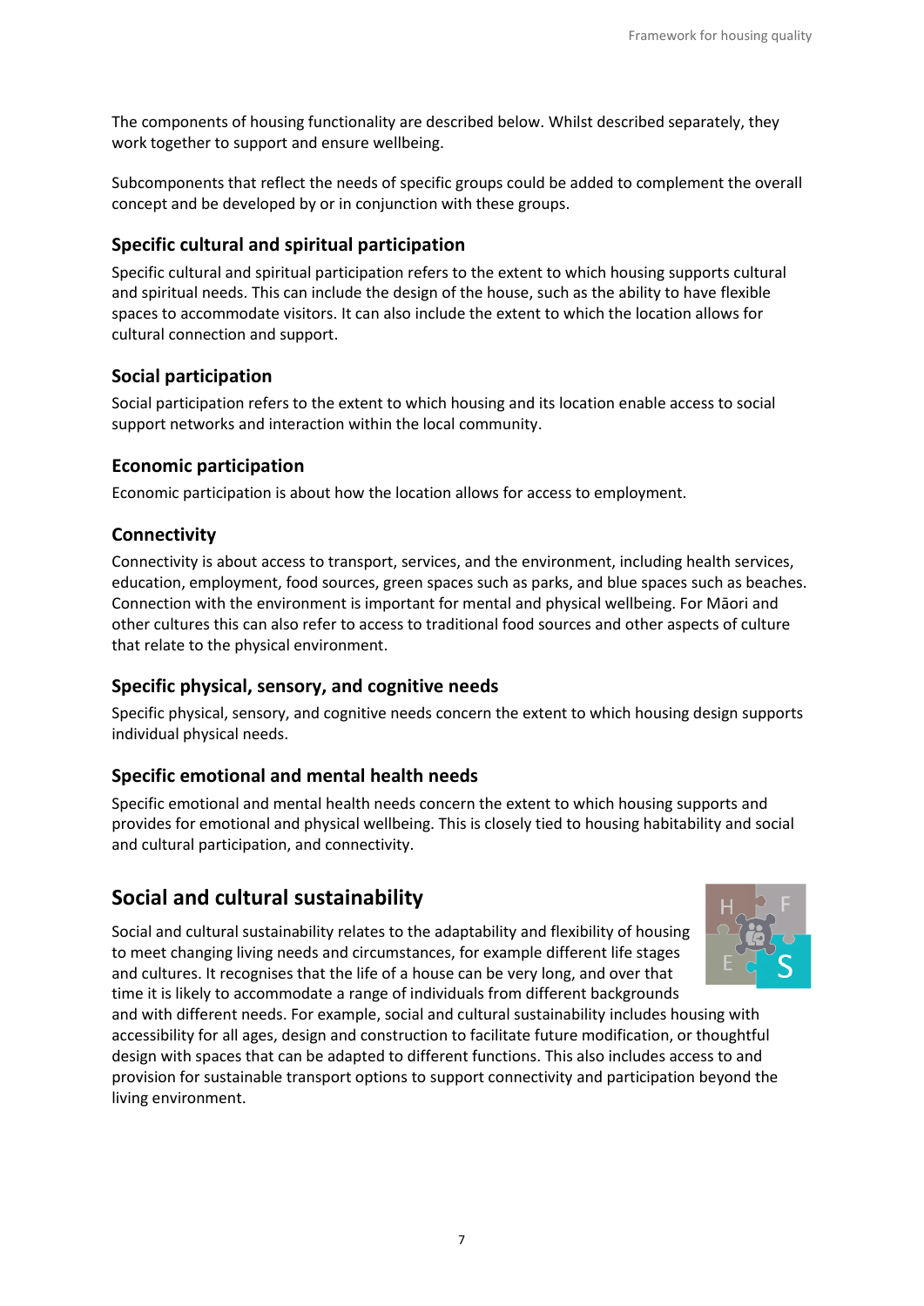The components of housing functionality are described below. Whilst described separately, they work together to support and ensure wellbeing.

Subcomponents that reflect the needs of specific groups could be added to complement the overall concept and be developed by or in conjunction with these groups.

### Specific cultural and spiritual participation

Specific cultural and spiritual participation refers to the extent to which housing supports cultural and spiritual needs. This can include the design of the house, such as the ability to have flexible spaces to accommodate visitors. It can also include the extent to which the location allows for cultural connection and support.

### Social participation

Social participation refers to the extent to which housing and its location enable access to social support networks and interaction within the local community.

### Economic participation

Economic participation is about how the location allows for access to employment.

### Connectivity

Connectivity is about access to transport, services, and the environment, including health services, education, employment, food sources, green spaces such as parks, and blue spaces such as beaches. Connection with the environment is important for mental and physical wellbeing. For Māori and other cultures this can also refer to access to traditional food sources and other aspects of culture that relate to the physical environment.

### Specific physical, sensory, and cognitive needs

Specific physical, sensory, and cognitive needs concern the extent to which housing design supports individual physical needs.

### Specific emotional and mental health needs

Specific emotional and mental health needs concern the extent to which housing supports and provides for emotional and physical wellbeing. This is closely tied to housing habitability and social and cultural participation, and connectivity.

## Social and cultural sustainability

Social and cultural sustainability relates to the adaptability and flexibility of housing to meet changing living needs and circumstances, for example different life stages and cultures. It recognises that the life of a house can be very long, and over that time it is likely to accommodate a range of individuals from different backgrounds and with different needs. For example, social and cultural sustainability includes housing with accessibility for all ages, design and construction to facilitate future modification, or thoughtful design with spaces that can be adapted to different functions. This also includes access to and provision for sustainable transport options to support connectivity and participation beyond the living environment.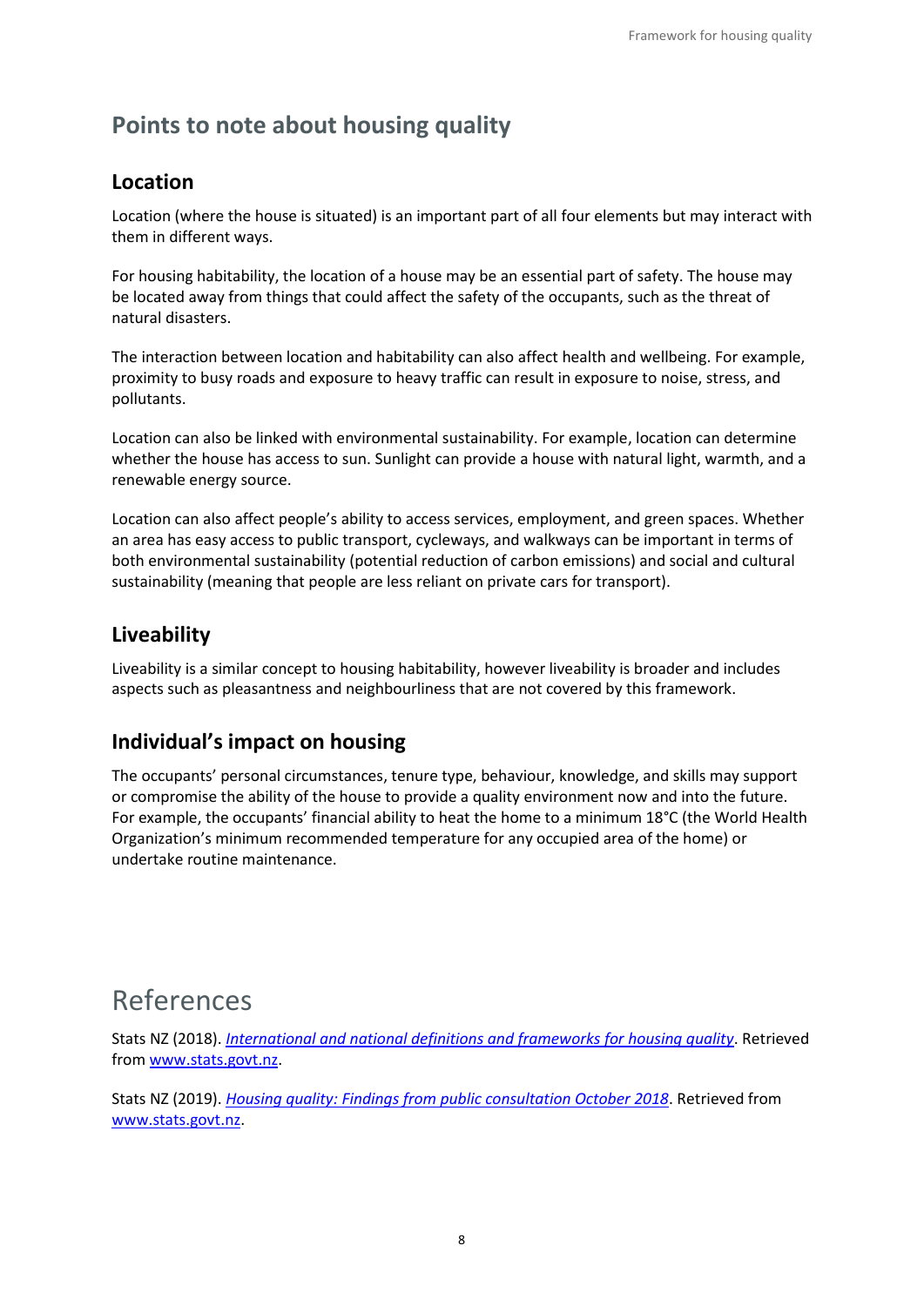## Points to note about housing quality

### Location

Location (where the house is situated) is an important part of all four elements but may interact with them in different ways.

For housing habitability, the location of a house may be an essential part of safety. The house may be located away from things that could affect the safety of the occupants, such as the threat of natural disasters.

The interaction between location and habitability can also affect health and wellbeing. For example, proximity to busy roads and exposure to heavy traffic can result in exposure to noise, stress, and pollutants.

Location can also be linked with environmental sustainability. For example, location can determine whether the house has access to sun. Sunlight can provide a house with natural light, warmth, and a renewable energy source.

Location can also affect people's ability to access services, employment, and green spaces. Whether an area has easy access to public transport, cycleways, and walkways can be important in terms of both environmental sustainability (potential reduction of carbon emissions) and social and cultural sustainability (meaning that people are less reliant on private cars for transport).

### Liveability

Liveability is a similar concept to housing habitability, however liveability is broader and includes aspects such as pleasantness and neighbourliness that are not covered by this framework.

### Individual's impact on housing

The occupants' personal circumstances, tenure type, behaviour, knowledge, and skills may support or compromise the ability of the house to provide a quality environment now and into the future. For example, the occupants' financial ability to heat the home to a minimum 18°C (the World Health Organization's minimum recommended temperature for any occupied area of the home) or undertake routine maintenance.

# References

Stats NZ (2018). *International and national definitions and frameworks for housing quality*. Retrieved from www.stats.govt.nz.

Stats NZ (2019). *Housing quality: Findings from public consultation October 2018*. Retrieved from www.stats.govt.nz.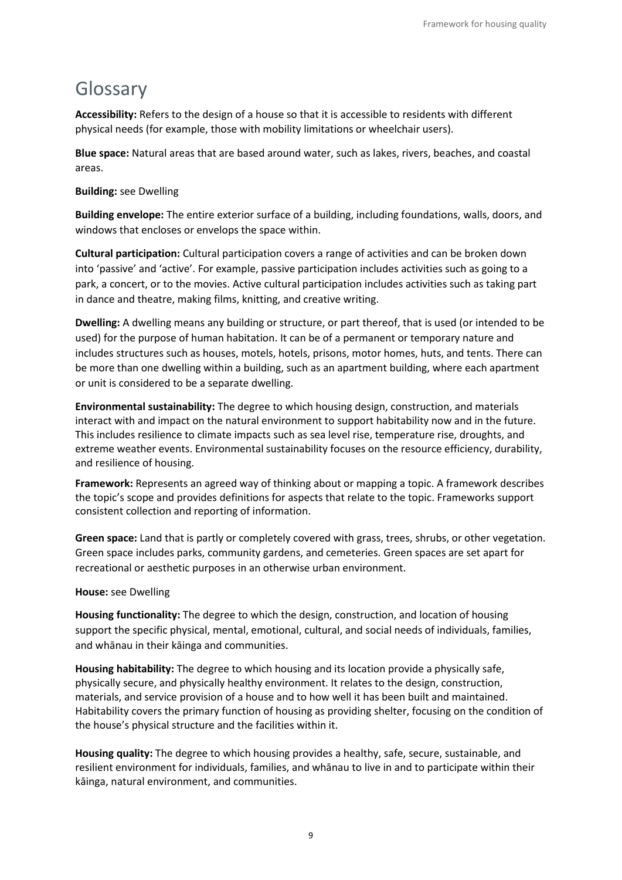# Glossary

**Accessibility:** Refers to the design of a house so that it is accessible to residents with different physical needs (for example, those with mobility limitations or wheelchair users).

**Blue space:** Natural areas that are based around water, such as lakes, rivers, beaches, and coastal areas.

**Building:** see Dwelling

**Building envelope:** The entire exterior surface of a building, including foundations, walls, doors, and windows that encloses or envelops the space within.

**Cultural participation:** Cultural participation covers a range of activities and can be broken down into 'passive' and 'active'. For example, passive participation includes activities such as going to a park, a concert, or to the movies. Active cultural participation includes activities such as taking part in dance and theatre, making films, knitting, and creative writing.

**Dwelling:** A dwelling means any building or structure, or part thereof, that is used (or intended to be used) for the purpose of human habitation. It can be of a permanent or temporary nature and includes structures such as houses, motels, hotels, prisons, motor homes, huts, and tents. There can be more than one dwelling within a building, such as an apartment building, where each apartment or unit is considered to be a separate dwelling.

**Environmental sustainability:** The degree to which housing design, construction, and materials interact with and impact on the natural environment to support habitability now and in the future. This includes resilience to climate impacts such as sea level rise, temperature rise, droughts, and extreme weather events. Environmental sustainability focuses on the resource efficiency, durability, and resilience of housing.

**Framework:** Represents an agreed way of thinking about or mapping a topic. A framework describes the topic's scope and provides definitions for aspects that relate to the topic. Frameworks support consistent collection and reporting of information.

**Green space:** Land that is partly or completely covered with grass, trees, shrubs, or other vegetation. Green space includes parks, community gardens, and cemeteries. Green spaces are set apart for recreational or aesthetic purposes in an otherwise urban environment.

**House:** see Dwelling

**Housing functionality:** The degree to which the design, construction, and location of housing support the specific physical, mental, emotional, cultural, and social needs of individuals, families, and whānau in their kāinga and communities.

**Housing habitability:** The degree to which housing and its location provide a physically safe, physically secure, and physically healthy environment. It relates to the design, construction, materials, and service provision of a house and to how well it has been built and maintained. Habitability covers the primary function of housing as providing shelter, focusing on the condition of the house's physical structure and the facilities within it.

**Housing quality:** The degree to which housing provides a healthy, safe, secure, sustainable, and resilient environment for individuals, families, and whānau to live in and to participate within their kāinga, natural environment, and communities.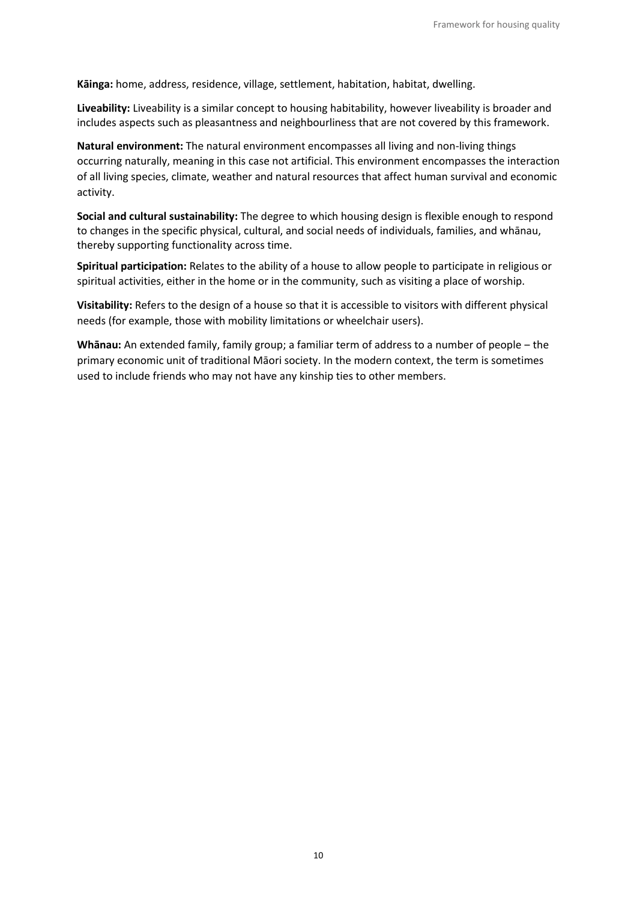**Kāinga:** home, address, residence, village, settlement, habitation, habitat, dwelling.

**Liveability:** Liveability is a similar concept to housing habitability, however liveability is broader and includes aspects such as pleasantness and neighbourliness that are not covered by this framework.

**Natural environment:** The natural environment encompasses all living and non-living things occurring naturally, meaning in this case not artificial. This environment encompasses the interaction of all living species, climate, weather and natural resources that affect human survival and economic activity.

**Social and cultural sustainability:** The degree to which housing design is flexible enough to respond to changes in the specific physical, cultural, and social needs of individuals, families, and whānau, thereby supporting functionality across time.

**Spiritual participation:** Relates to the ability of a house to allow people to participate in religious or spiritual activities, either in the home or in the community, such as visiting a place of worship.

**Visitability:** Refers to the design of a house so that it is accessible to visitors with different physical needs (for example, those with mobility limitations or wheelchair users).

**Whānau:** An extended family, family group; a familiar term of address to a number of people – the primary economic unit of traditional Māori society. In the modern context, the term is sometimes used to include friends who may not have any kinship ties to other members.